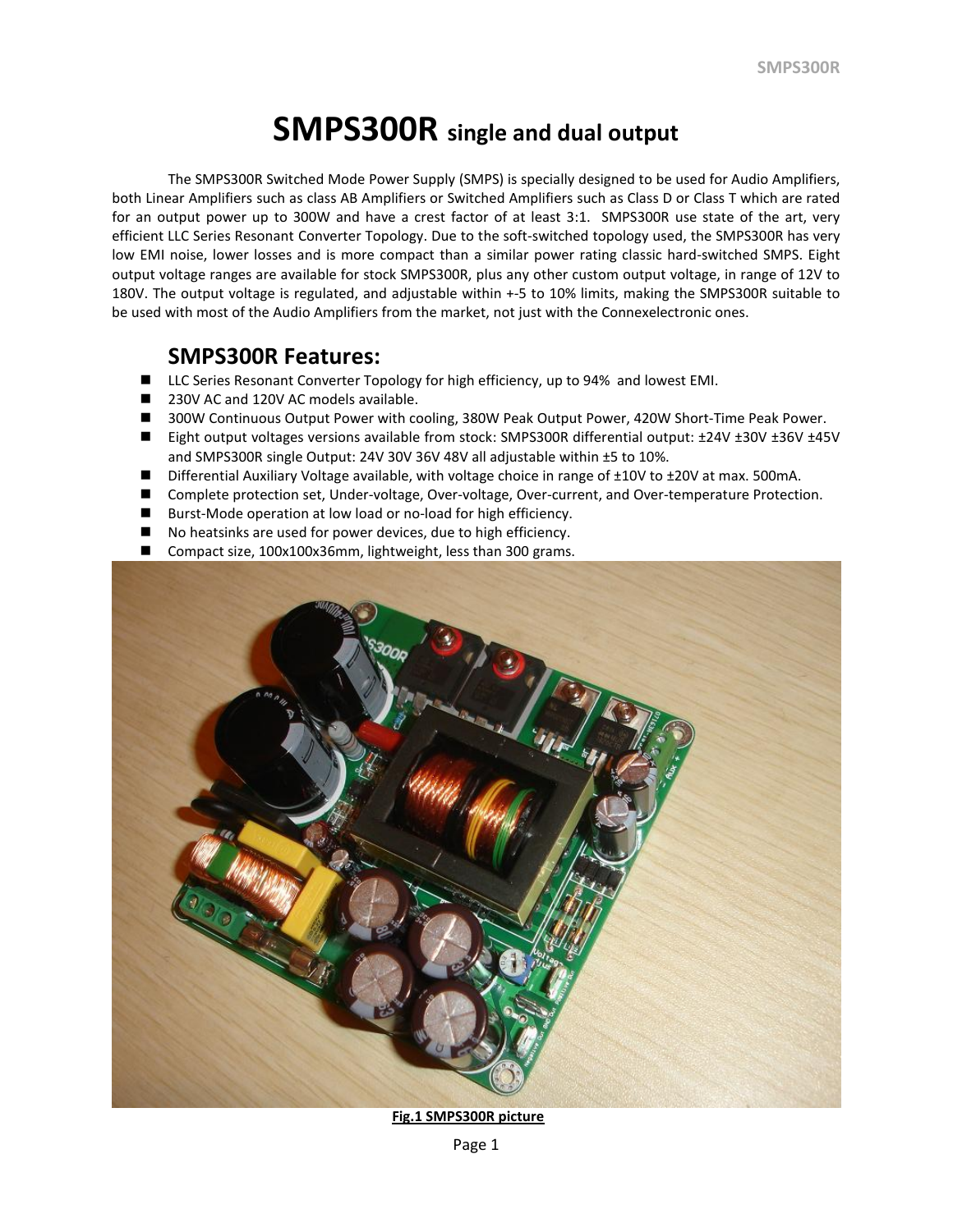# SMPS300R single and dual output

The SMPS300R Switched Mode Power Supply (SMPS) is specially designed to be used for Audio Amplifiers, both Linear Amplifiers such as class AB Amplifiers or Switched Amplifiers such as Class D or Class T which are rated for an output power up to 300W and have a crest factor of at least 3:1. SMPS300R use state of the art, very efficient LLC Series Resonant Converter Topology. Due to the soft-switched topology used, the SMPS300R has very low EMI noise, lower losses and is more compact than a similar power rating classic hard-switched SMPS. Eight output voltage ranges are available for stock SMPS300R, plus any other custom output voltage, in range of 12V to 180V. The output voltage is regulated, and adjustable within +-5 to 10% limits, making the SMPS300R suitable to be used with most of the Audio Amplifiers from the market, not just with the Connexelectronic ones.

## SMPS300R Features:

- LLC Series Resonant Converter Topology for high efficiency, up to 94% and lowest EMI.
- 230V AC and 120V AC models available.
- 300W Continuous Output Power with cooling, 380W Peak Output Power, 420W Short-Time Peak Power.
- Eight output voltages versions available from stock: SMPS300R differential output: ±24V ±30V ±36V ±45V and SMPS300R single Output: 24V 30V 36V 48V all adjustable within ±5 to 10%.
- Differential Auxiliary Voltage available, with voltage choice in range of ±10V to ±20V at max. 500mA.
- Complete protection set, Under-voltage, Over-voltage, Over-current, and Over-temperature Protection.
- Burst-Mode operation at low load or no-load for high efficiency.
- No heatsinks are used for power devices, due to high efficiency.
- Compact size, 100x100x36mm, lightweight, less than 300 grams.

**Fig.1 SMPS300R picture**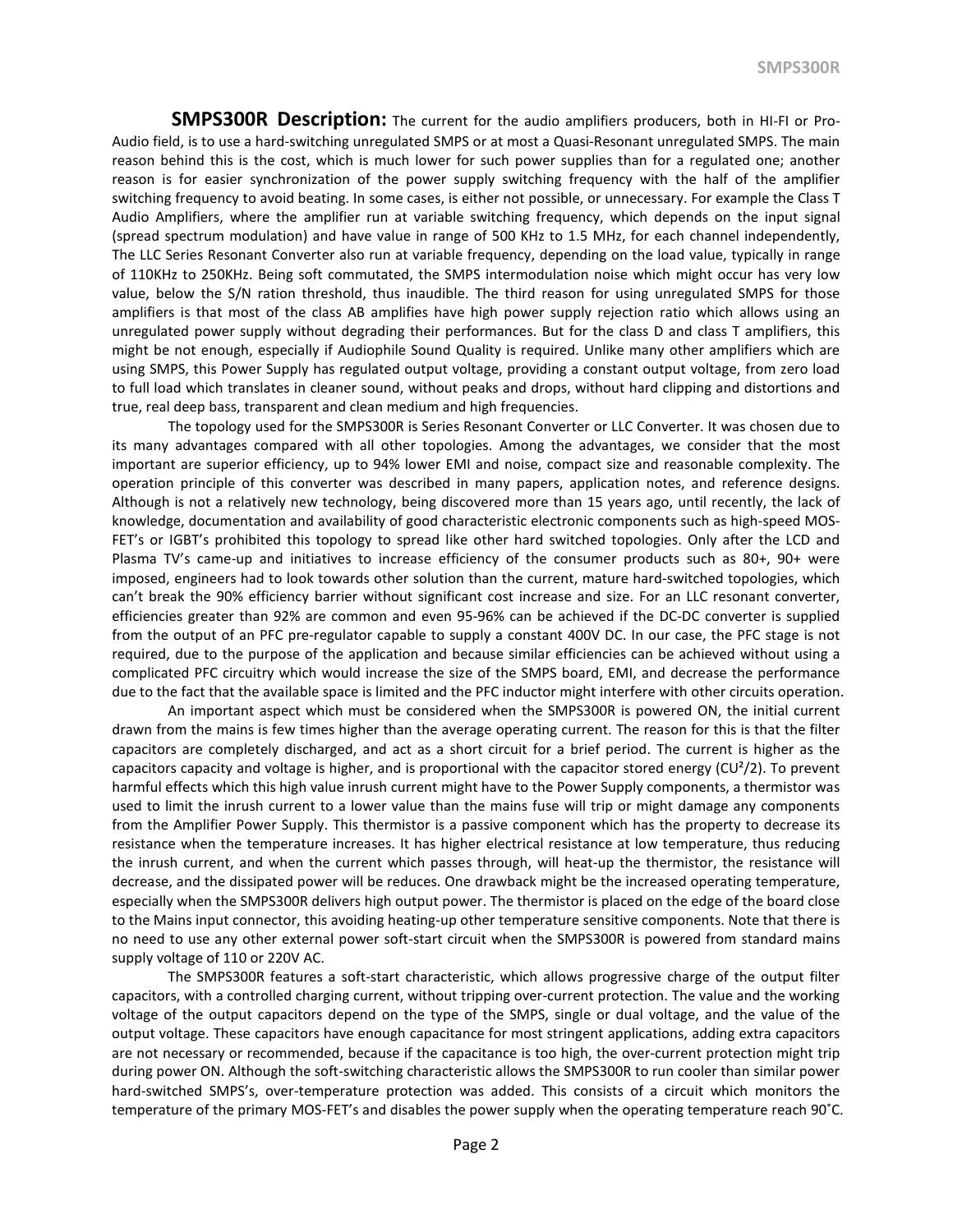**SMPS300R Description:** The current for the audio amplifiers producers, both in HI-FI or Pro-Audio field, is to use a hard-switching unregulated SMPS or at most a Quasi-Resonant unregulated SMPS. The main reason behind this is the cost, which is much lower for such power supplies than for a regulated one; another reason is for easier synchronization of the power supply switching frequency with the half of the amplifier switching frequency to avoid beating. In some cases, is either not possible, or unnecessary. For example the Class T Audio Amplifiers, where the amplifier run at variable switching frequency, which depends on the input signal (spread spectrum modulation) and have value in range of 500 KHz to 1.5 MHz, for each channel independently, The LLC Series Resonant Converter also run at variable frequency, depending on the load value, typically in range of 110KHz to 250KHz. Being soft commutated, the SMPS intermodulation noise which might occur has very low value, below the S/N ration threshold, thus inaudible. The third reason for using unregulated SMPS for those amplifiers is that most of the class AB amplifies have high power supply rejection ratio which allows using an unregulated power supply without degrading their performances. But for the class D and class T amplifiers, this might be not enough, especially if Audiophile Sound Quality is required. Unlike many other amplifiers which are using SMPS, this Power Supply has regulated output voltage, providing a constant output voltage, from zero load to full load which translates in cleaner sound, without peaks and drops, without hard clipping and distortions and true, real deep bass, transparent and clean medium and high frequencies.

The topology used for the SMPS300R is Series Resonant Converter or LLC Converter. It was chosen due to its many advantages compared with all other topologies. Among the advantages, we consider that the most important are superior efficiency, up to 94% lower EMI and noise, compact size and reasonable complexity. The operation principle of this converter was described in many papers, application notes, and reference designs. Although is not a relatively new technology, being discovered more than 15 years ago, until recently, the lack of knowledge, documentation and availability of good characteristic electronic components such as high-speed MOS-FET's or IGBT's prohibited this topology to spread like other hard switched topologies. Only after the LCD and Plasma TV's came-up and initiatives to increase efficiency of the consumer products such as 80+, 90+ were imposed, engineers had to look towards other solution than the current, mature hard-switched topologies, which can't break the 90% efficiency barrier without significant cost increase and size. For an LLC resonant converter, efficiencies greater than 92% are common and even 95-96% can be achieved if the DC-DC converter is supplied from the output of an PFC pre-regulator capable to supply a constant 400V DC. In our case, the PFC stage is not required, due to the purpose of the application and because similar efficiencies can be achieved without using a complicated PFC circuitry which would increase the size of the SMPS board, EMI, and decrease the performance due to the fact that the available space is limited and the PFC inductor might interfere with other circuits operation.

An important aspect which must be considered when the SMPS300R is powered ON, the initial current drawn from the mains is few times higher than the average operating current. The reason for this is that the filter capacitors are completely discharged, and act as a short circuit for a brief period. The current is higher as the capacitors capacity and voltage is higher, and is proportional with the capacitor stored energy ($CU^2/2$). To prevent harmful effects which this high value inrush current might have to the Power Supply components, a thermistor was used to limit the inrush current to a lower value than the mains fuse will trip or might damage any components from the Amplifier Power Supply. This thermistor is a passive component which has the property to decrease its resistance when the temperature increases. It has higher electrical resistance at low temperature, thus reducing the inrush current, and when the current which passes through, will heat-up the thermistor, the resistance will decrease, and the dissipated power will be reduces. One drawback might be the increased operating temperature, especially when the SMPS300R delivers high output power. The thermistor is placed on the edge of the board close to the Mains input connector, this avoiding heating-up other temperature sensitive components. Note that there is no need to use any other external power soft-start circuit when the SMPS300R is powered from standard mains supply voltage of 110 or 220V AC.

The SMPS300R features a soft-start characteristic, which allows progressive charge of the output filter capacitors, with a controlled charging current, without tripping over-current protection. The value and the working voltage of the output capacitors depend on the type of the SMPS, single or dual voltage, and the value of the output voltage. These capacitors have enough capacitance for most stringent applications, adding extra capacitors are not necessary or recommended, because if the capacitance is too high, the over-current protection might trip during power ON. Although the soft-switching characteristic allows the SMPS300R to run cooler than similar power hard-switched SMPS's, over-temperature protection was added. This consists of a circuit which monitors the temperature of the primary MOS-FET's and disables the power supply when the operating temperature reach 90˚C.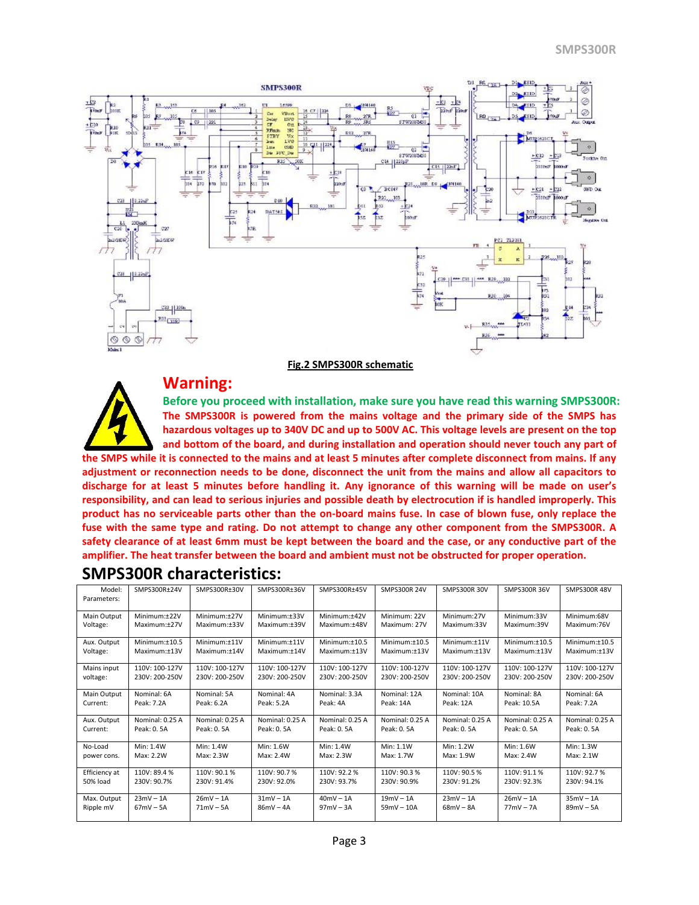**Fig.2 SMPS300R schematic**

## Warning:

**Before you proceed with installation, make sure you have read this warning SMPS300R:**
**The SMPS300R is powered from the mains voltage and the primary side of the SMPS has hazardous voltages up to 340V DC and up to 500V AC. This voltage levels are present on the top and bottom of the board, and during installation and operation should never touch any part of the SMPS while it is connected to the mains and at least 5 minutes after complete disconnect from mains. If any adjustment or reconnection needs to be done, disconnect the unit from the mains and allow all capacitors to discharge for at least 5 minutes before handling it. Any ignorance of this warning will be made on user's responsibility, and can lead to serious injuries and possible death by electrocution if is handled improperly. This product has no serviceable parts other than the on-board mains fuse. In case of blown fuse, only replace the fuse with the same type and rating. Do not attempt to change any other component from the SMPS300R. A safety clearance of at least 6mm must be kept between the board and the case, or any conductive part of the amplifier. The heat transfer between the board and ambient must not be obstructed for proper operation.**

# SMPS300R characteristics:

| Model: Parameters: | SMPS300R±24V | SMPS300R±30V | SMPS300R±36V | SMPS300R±45V | SMPS300R 24V | SMPS300R 30V | SMPS300R 36V | SMPS300R 48V |
|---|---|---|---|---|---|---|---|---|
| Main Output Voltage: | Minimum:±22V Maximum:±27V | Minimum:±27V Maximum:±33V | Minimum:±33V Maximum:±39V | Minimum:±42V Maximum:±48V | Minimum: 22V Maximum: 27V | Minimum:27V Maximum:33V | Minimum:33V Maximum:39V | Minimum:68V Maximum:76V |
| Aux. Output Voltage: | Minimum:±10.5 Maximum:±13V | Minimum:±11V Maximum:±14V | Minimum:±11V Maximum:±14V | Minimum:±10.5 Maximum:±13V | Minimum:±10.5 Maximum:±13V | Minimum:±11V Maximum:±13V | Minimum:±10.5 Maximum:±13V | Minimum:±10.5 Maximum:±13V |
| Mains input voltage: | 110V: 100-127V 230V: 200-250V | 110V: 100-127V 230V: 200-250V | 110V: 100-127V 230V: 200-250V | 110V: 100-127V 230V: 200-250V | 110V: 100-127V 230V: 200-250V | 110V: 100-127V 230V: 200-250V | 110V: 100-127V 230V: 200-250V | 110V: 100-127V 230V: 200-250V |
| Main Output Current: | Nominal: 6A Peak: 7.2A | Nominal: 5A Peak: 6.2A | Nominal: 4A Peak: 5.2A | Nominal: 3.3A Peak: 4A | Nominal: 12A Peak: 14A | Nominal: 10A Peak: 12A | Nominal: 8A Peak: 10.5A | Nominal: 6A Peak: 7.2A |
| Aux. Output Current: | Nominal: 0.25 A Peak: 0. 5A | Nominal: 0.25 A Peak: 0. 5A | Nominal: 0.25 A Peak: 0. 5A | Nominal: 0.25 A Peak: 0. 5A | Nominal: 0.25 A Peak: 0. 5A | Nominal: 0.25 A Peak: 0. 5A | Nominal: 0.25 A Peak: 0. 5A | Nominal: 0.25 A Peak: 0. 5A |
| No-Load power cons. | Min: 1.4W Max: 2.2W | Min: 1.4W Max: 2.3W | Min: 1.6W Max: 2.4W | Min: 1.4W Max: 2.3W | Min: 1.1W Max: 1.7W | Min: 1.2W Max: 1.9W | Min: 1.6W Max: 2.4W | Min: 1.3W Max: 2.1W |
| Efficiency at 50% load | 110V: 89.4 % 230V: 90.7% | 110V: 90.1 % 230V: 91.4% | 110V: 90.7 % 230V: 92.0% | 110V: 92.2 % 230V: 93.7% | 110V: 90.3 % 230V: 90.9% | 110V: 90.5 % 230V: 91.2% | 110V: 91.1 % 230V: 92.3% | 110V: 92.7 % 230V: 94.1% |
| Max. Output Ripple mV | 23mV – 1A 67mV – 5A | 26mV – 1A 71mV – 5A | 31mV – 1A 86mV – 4A | 40mV – 1A 97mV – 3A | 19mV – 1A 59mV – 10A | 23mV – 1A 68mV – 8A | 26mV – 1A 77mV – 7A | 35mV – 1A 89mV – 5A |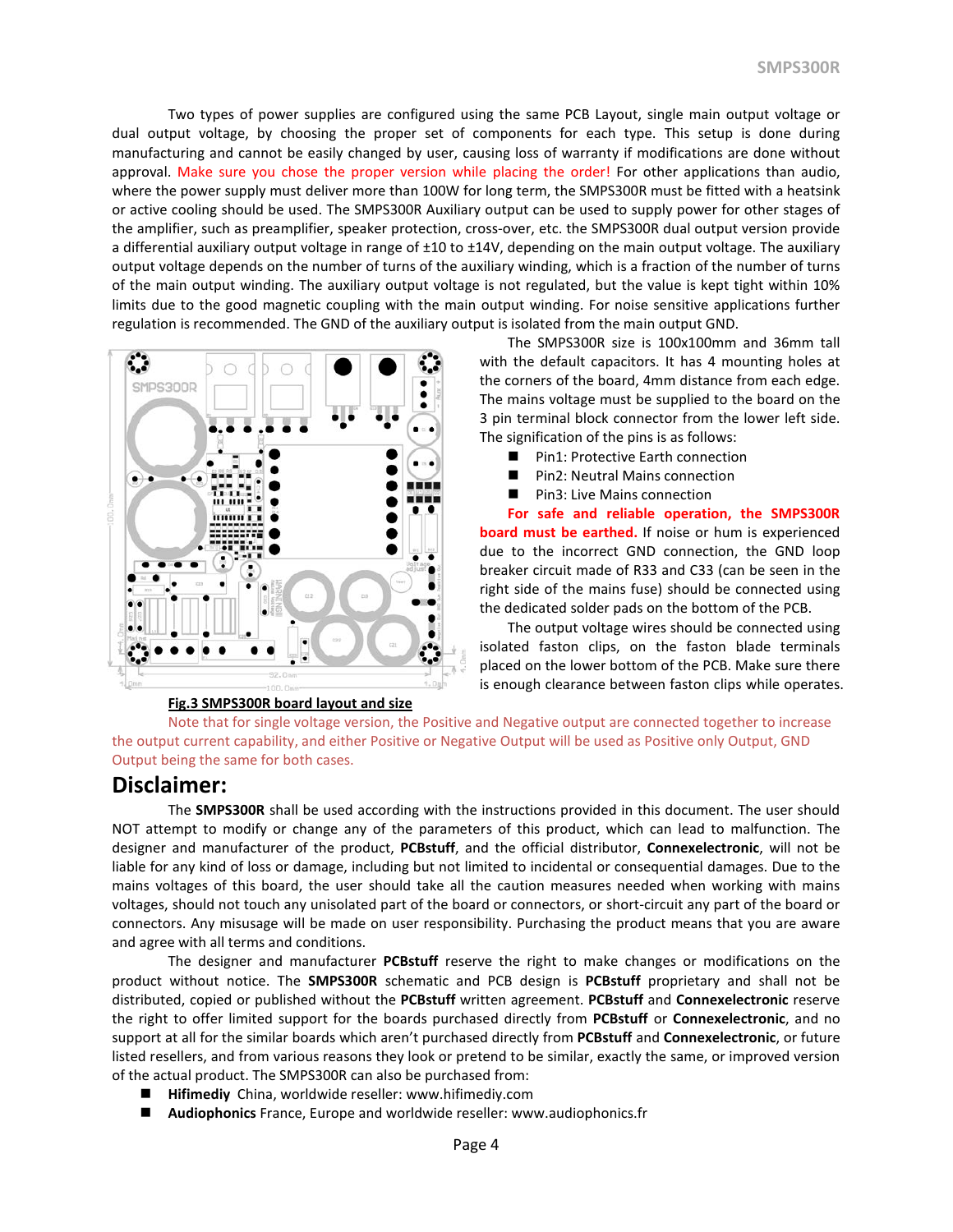Two types of power supplies are configured using the same PCB Layout, single main output voltage or dual output voltage, by choosing the proper set of components for each type. This setup is done during manufacturing and cannot be easily changed by user, causing loss of warranty if modifications are done without approval. Make sure you chose the proper version while placing the order! For other applications than audio, where the power supply must deliver more than 100W for long term, the SMPS300R must be fitted with a heatsink or active cooling should be used. The SMPS300R Auxiliary output can be used to supply power for other stages of the amplifier, such as preamplifier, speaker protection, cross-over, etc. the SMPS300R dual output version provide a differential auxiliary output voltage in range of ±10 to ±14V, depending on the main output voltage. The auxiliary output voltage depends on the number of turns of the auxiliary winding, which is a fraction of the number of turns of the main output winding. The auxiliary output voltage is not regulated, but the value is kept tight within 10% limits due to the good magnetic coupling with the main output winding. For noise sensitive applications further regulation is recommended. The GND of the auxiliary output is isolated from the main output GND.

The SMPS300R size is 100x100mm and 36mm tall with the default capacitors. It has 4 mounting holes at the corners of the board, 4mm distance from each edge. The mains voltage must be supplied to the board on the 3 pin terminal block connector from the lower left side. The signification of the pins is as follows:

- Pin1: Protective Earth connection
- Pin2: Neutral Mains connection
- Pin3: Live Mains connection

**For safe and reliable operation, the SMPS300R board must be earthed.** If noise or hum is experienced due to the incorrect GND connection, the GND loop breaker circuit made of R33 and C33 (can be seen in the right side of the mains fuse) should be connected using the dedicated solder pads on the bottom of the PCB.

The output voltage wires should be connected using isolated faston clips, on the faston blade terminals placed on the lower bottom of the PCB. Make sure there is enough clearance between faston clips while operates.

**Fig.3 SMPS300R board layout and size**

Note that for single voltage version, the Positive and Negative output are connected together to increase the output current capability, and either Positive or Negative Output will be used as Positive only Output, GND Output being the same for both cases.

## Disclaimer:

The **SMPS300R** shall be used according with the instructions provided in this document. The user should NOT attempt to modify or change any of the parameters of this product, which can lead to malfunction. The designer and manufacturer of the product, **PCBstuff**, and the official distributor, **Connexelectronic**, will not be liable for any kind of loss or damage, including but not limited to incidental or consequential damages. Due to the mains voltages of this board, the user should take all the caution measures needed when working with mains voltages, should not touch any unisolated part of the board or connectors, or short-circuit any part of the board or connectors. Any misusage will be made on user responsibility. Purchasing the product means that you are aware and agree with all terms and conditions.

The designer and manufacturer **PCBstuff** reserve the right to make changes or modifications on the product without notice. The **SMPS300R** schematic and PCB design is **PCBstuff** proprietary and shall not be distributed, copied or published without the **PCBstuff** written agreement. **PCBstuff** and **Connexelectronic** reserve the right to offer limited support for the boards purchased directly from **PCBstuff** or **Connexelectronic**, and no support at all for the similar boards which aren't purchased directly from **PCBstuff** and **Connexelectronic**, or future listed resellers, and from various reasons they look or pretend to be similar, exactly the same, or improved version of the actual product. The SMPS300R can also be purchased from:

- **Hifimediy** China, worldwide reseller: www.hifimediy.com
- **Audiophonics** France, Europe and worldwide reseller: www.audiophonics.fr